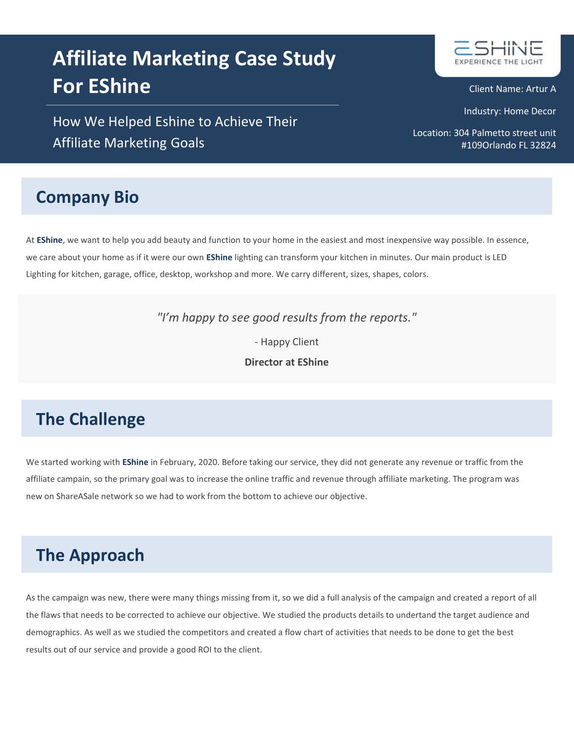# Affiliate Marketing Case Study For EShine

How We Helped Eshine to Achieve Their Affiliate Marketing Goals

ESHINE
EXPERIENCE THE LIGHT

Client Name: Artur A

Industry: Home Decor

Location: 304 Palmetto street unit #109Orlando FL 32824

## Company Bio

At **EShine**, we want to help you add beauty and function to your home in the easiest and most inexpensive way possible. In essence, we care about your home as if it were our own **EShine** lighting can transform your kitchen in minutes. Our main product is LED Lighting for kitchen, garage, office, desktop, workshop and more. We carry different, sizes, shapes, colors.

*"I'm happy to see good results from the reports."*

- Happy Client

**Director at EShine**

## The Challenge

We started working with **EShine** in February, 2020. Before taking our service, they did not generate any revenue or traffic from the affiliate campain, so the primary goal was to increase the online traffic and revenue through affiliate marketing. The program was new on ShareASale network so we had to work from the bottom to achieve our objective.

## The Approach

As the campaign was new, there were many things missing from it, so we did a full analysis of the campaign and created a report of all the flaws that needs to be corrected to achieve our objective. We studied the products details to undertand the target audience and demographics. As well as we studied the competitors and created a flow chart of activities that needs to be done to get the best results out of our service and provide a good ROI to the client.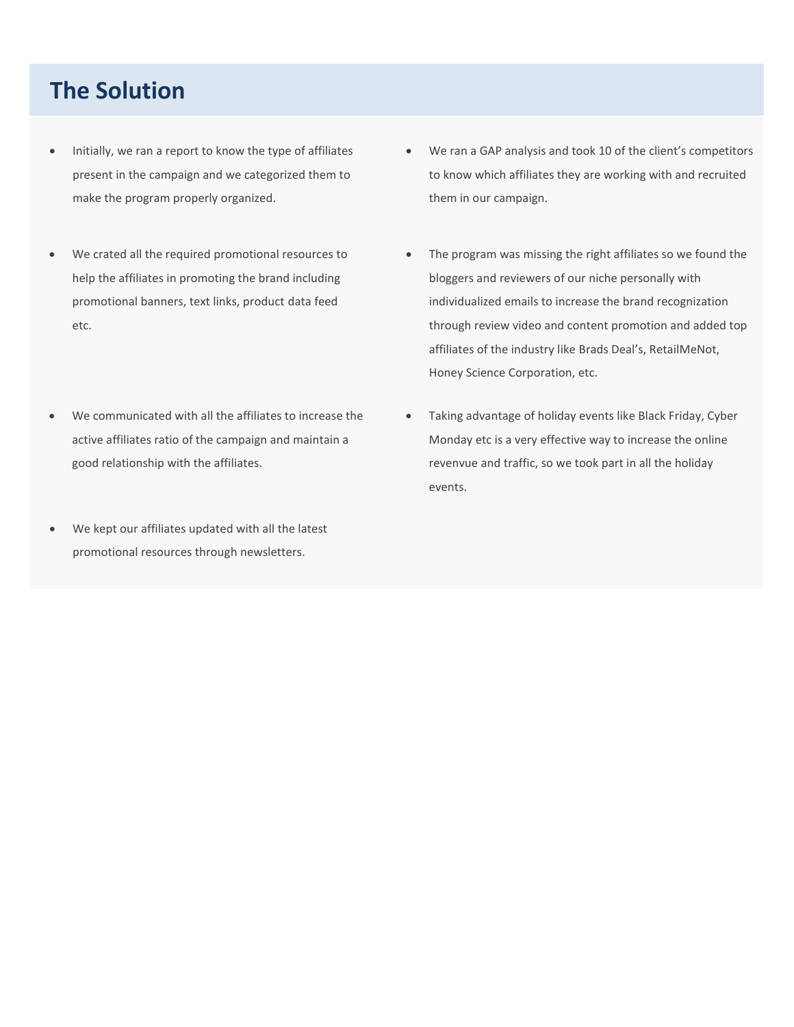## The Solution

- Initially, we ran a report to know the type of affiliates present in the campaign and we categorized them to make the program properly organized.

- We crated all the required promotional resources to help the affiliates in promoting the brand including promotional banners, text links, product data feed etc.

- We communicated with all the affiliates to increase the active affiliates ratio of the campaign and maintain a good relationship with the affiliates.

- We kept our affiliates updated with all the latest promotional resources through newsletters.

- We ran a GAP analysis and took 10 of the client's competitors to know which affiliates they are working with and recruited them in our campaign.

- The program was missing the right affiliates so we found the bloggers and reviewers of our niche personally with individualized emails to increase the brand recognization through review video and content promotion and added top affiliates of the industry like Brads Deal's, RetailMeNot, Honey Science Corporation, etc.

- Taking advantage of holiday events like Black Friday, Cyber Monday etc is a very effective way to increase the online revenvue and traffic, so we took part in all the holiday events.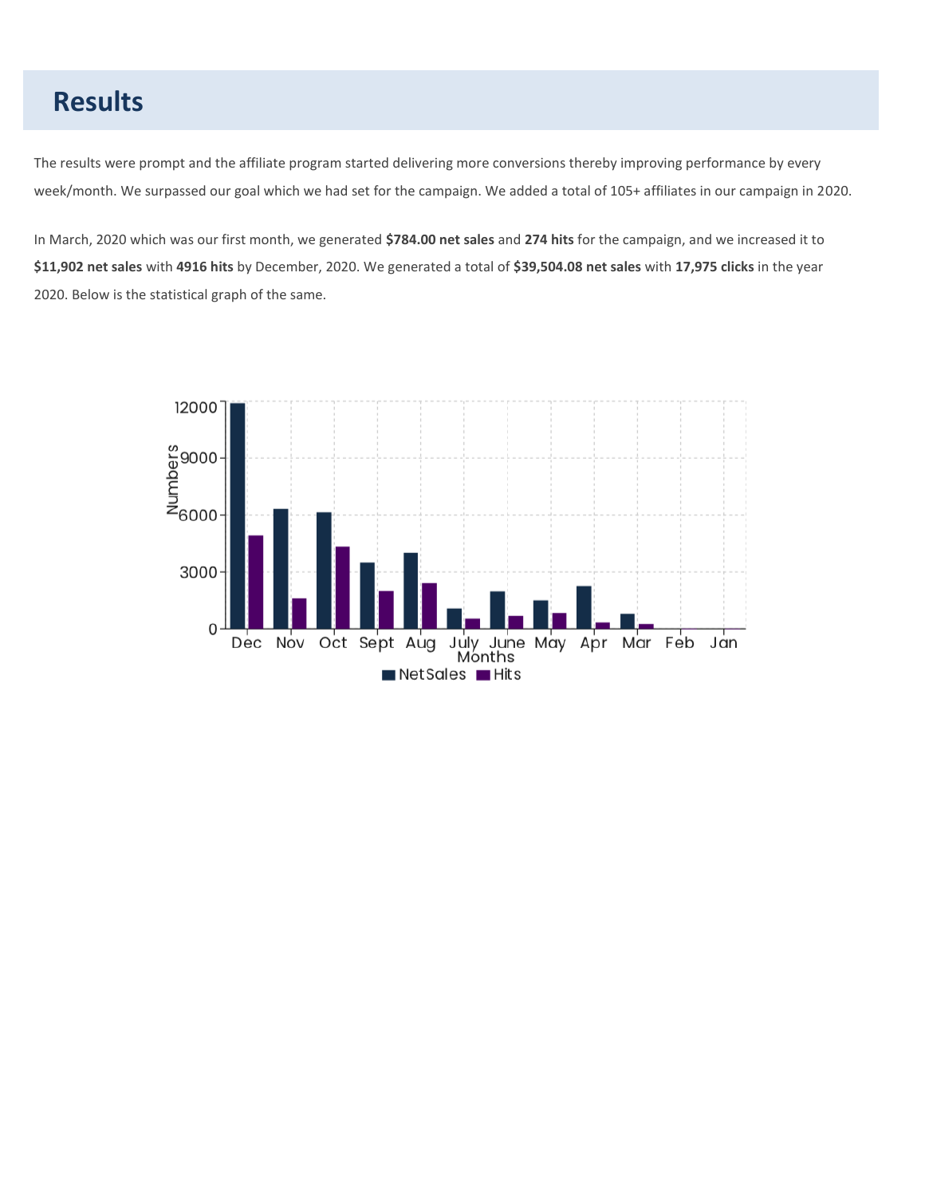# Results

The results were prompt and the affiliate program started delivering more conversions thereby improving performance by every week/month. We surpassed our goal which we had set for the campaign. We added a total of 105+ affiliates in our campaign in 2020.

In March, 2020 which was our first month, we generated **$784.00 net sales** and **274 hits** for the campaign, and we increased it to **$11,902 net sales** with **4916 hits** by December, 2020. We generated a total of **$39,504.08 net sales** with **17,975 clicks** in the year 2020. Below is the statistical graph of the same.

Numbers

12000

9000

6000

3000

0

Dec Nov Oct Sept Aug July June May Apr Mar Feb Jan

Months

NetSales Hits